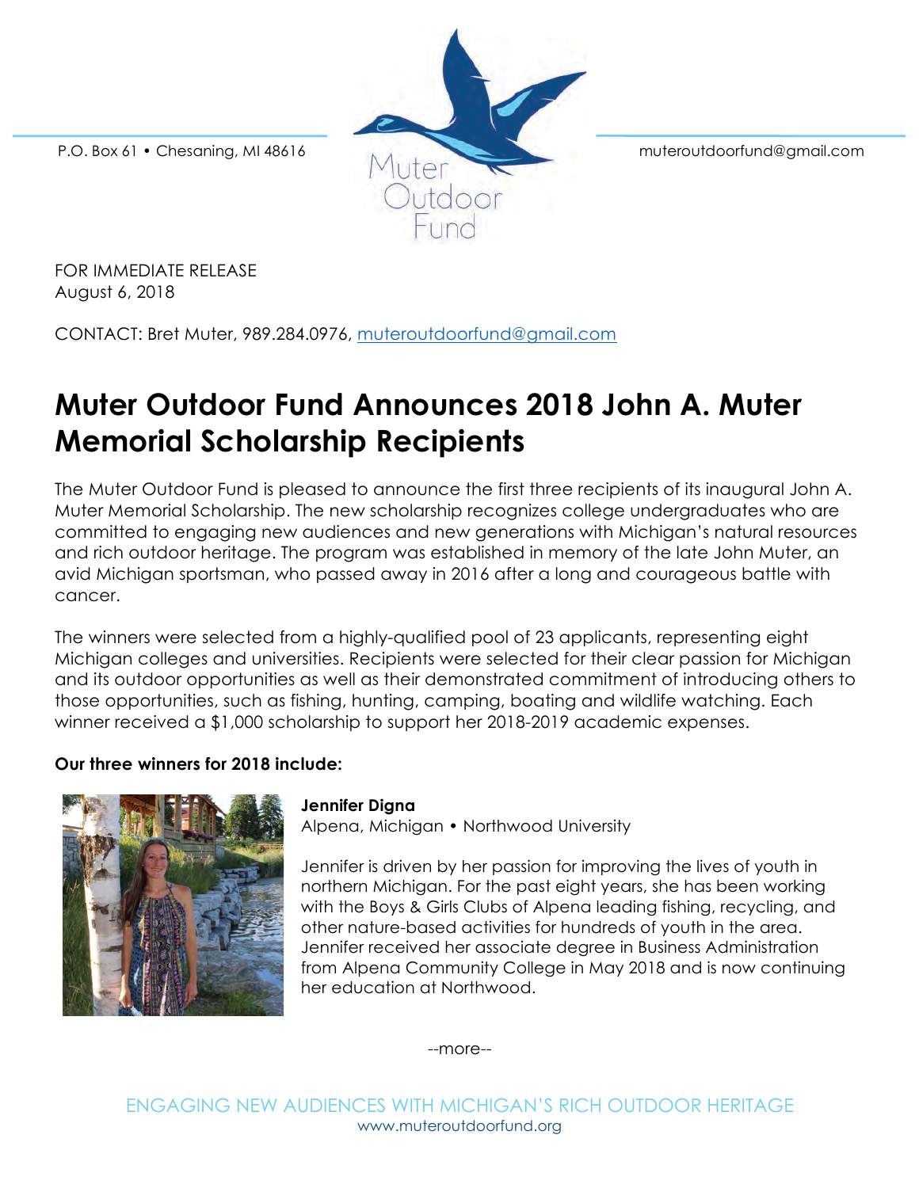P.O. Box 61 • Chesaning, MI 48616

Muter Outdoor Fund

muteroutdoorfund@gmail.com

FOR IMMEDIATE RELEASE
August 6, 2018

CONTACT: Bret Muter, 989.284.0976, muteroutdoorfund@gmail.com

# Muter Outdoor Fund Announces 2018 John A. Muter Memorial Scholarship Recipients

The Muter Outdoor Fund is pleased to announce the first three recipients of its inaugural John A. Muter Memorial Scholarship. The new scholarship recognizes college undergraduates who are committed to engaging new audiences and new generations with Michigan's natural resources and rich outdoor heritage. The program was established in memory of the late John Muter, an avid Michigan sportsman, who passed away in 2016 after a long and courageous battle with cancer.

The winners were selected from a highly-qualified pool of 23 applicants, representing eight Michigan colleges and universities. Recipients were selected for their clear passion for Michigan and its outdoor opportunities as well as their demonstrated commitment of introducing others to those opportunities, such as fishing, hunting, camping, boating and wildlife watching. Each winner received a $1,000 scholarship to support her 2018-2019 academic expenses.

**Our three winners for 2018 include:**

**Jennifer Digna**
Alpena, Michigan • Northwood University

Jennifer is driven by her passion for improving the lives of youth in northern Michigan. For the past eight years, she has been working with the Boys & Girls Clubs of Alpena leading fishing, recycling, and other nature-based activities for hundreds of youth in the area. Jennifer received her associate degree in Business Administration from Alpena Community College in May 2018 and is now continuing her education at Northwood.

--more--

ENGAGING NEW AUDIENCES WITH MICHIGAN'S RICH OUTDOOR HERITAGE
www.muteroutdoorfund.org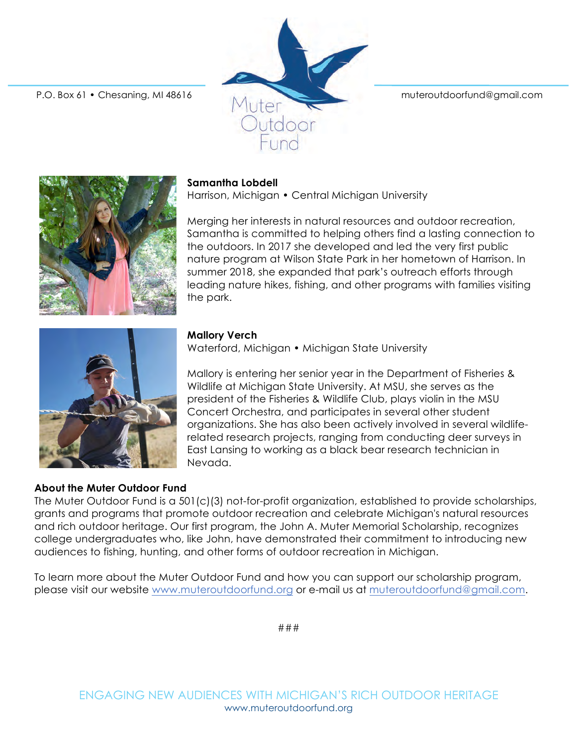P.O. Box 61 • Chesaning, MI 48616

Muter Outdoor Fund

muteroutdoorfund@gmail.com

**Samantha Lobdell**
Harrison, Michigan • Central Michigan University

Merging her interests in natural resources and outdoor recreation, Samantha is committed to helping others find a lasting connection to the outdoors. In 2017 she developed and led the very first public nature program at Wilson State Park in her hometown of Harrison. In summer 2018, she expanded that park's outreach efforts through leading nature hikes, fishing, and other programs with families visiting the park.

**Mallory Verch**
Waterford, Michigan • Michigan State University

Mallory is entering her senior year in the Department of Fisheries & Wildlife at Michigan State University. At MSU, she serves as the president of the Fisheries & Wildlife Club, plays violin in the MSU Concert Orchestra, and participates in several other student organizations. She has also been actively involved in several wildlife-related research projects, ranging from conducting deer surveys in East Lansing to working as a black bear research technician in Nevada.

**About the Muter Outdoor Fund**
The Muter Outdoor Fund is a 501(c)(3) not-for-profit organization, established to provide scholarships, grants and programs that promote outdoor recreation and celebrate Michigan's natural resources and rich outdoor heritage. Our first program, the John A. Muter Memorial Scholarship, recognizes college undergraduates who, like John, have demonstrated their commitment to introducing new audiences to fishing, hunting, and other forms of outdoor recreation in Michigan.

To learn more about the Muter Outdoor Fund and how you can support our scholarship program, please visit our website www.muteroutdoorfund.org or e-mail us at muteroutdoorfund@gmail.com.

###

ENGAGING NEW AUDIENCES WITH MICHIGAN'S RICH OUTDOOR HERITAGE
www.muteroutdoorfund.org